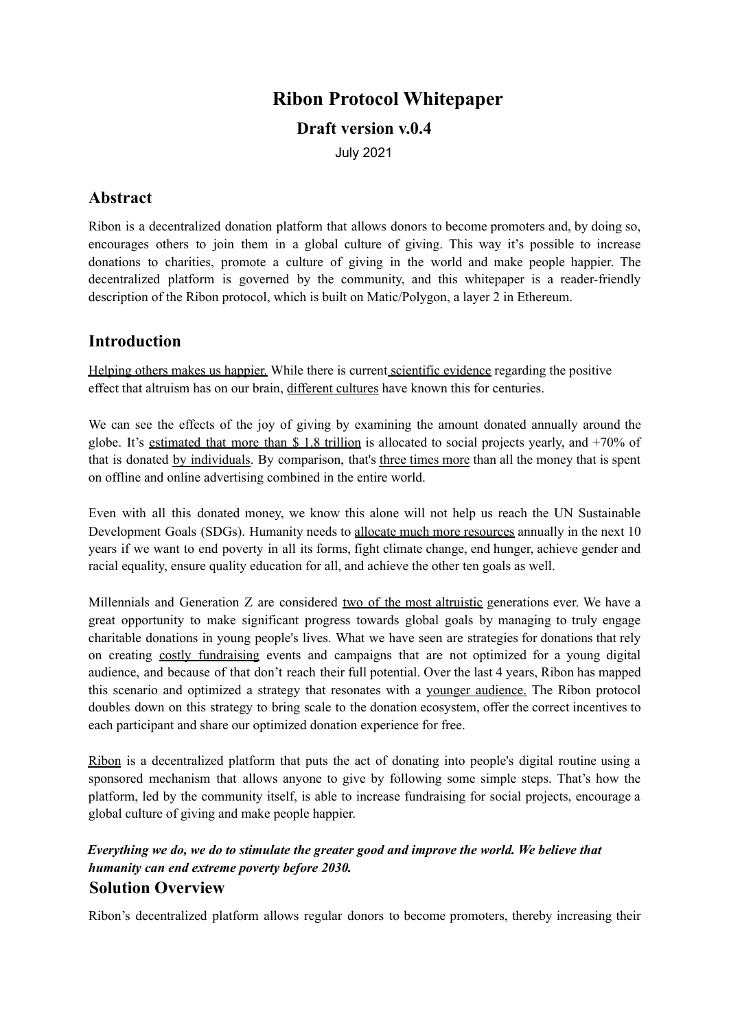# Ribon Protocol Whitepaper

## Draft version v.0.4

July 2021

## Abstract

Ribon is a decentralized donation platform that allows donors to become promoters and, by doing so, encourages others to join them in a global culture of giving. This way it's possible to increase donations to charities, promote a culture of giving in the world and make people happier. The decentralized platform is governed by the community, and this whitepaper is a reader-friendly description of the Ribon protocol, which is built on Matic/Polygon, a layer 2 in Ethereum.

## Introduction

Helping others makes us happier. While there is current scientific evidence regarding the positive effect that altruism has on our brain, different cultures have known this for centuries.

We can see the effects of the joy of giving by examining the amount donated annually around the globe. It's estimated that more than $ 1.8 trillion is allocated to social projects yearly, and +70% of that is donated by individuals. By comparison, that's three times more than all the money that is spent on offline and online advertising combined in the entire world.

Even with all this donated money, we know this alone will not help us reach the UN Sustainable Development Goals (SDGs). Humanity needs to allocate much more resources annually in the next 10 years if we want to end poverty in all its forms, fight climate change, end hunger, achieve gender and racial equality, ensure quality education for all, and achieve the other ten goals as well.

Millennials and Generation Z are considered two of the most altruistic generations ever. We have a great opportunity to make significant progress towards global goals by managing to truly engage charitable donations in young people's lives. What we have seen are strategies for donations that rely on creating costly fundraising events and campaigns that are not optimized for a young digital audience, and because of that don't reach their full potential. Over the last 4 years, Ribon has mapped this scenario and optimized a strategy that resonates with a younger audience. The Ribon protocol doubles down on this strategy to bring scale to the donation ecosystem, offer the correct incentives to each participant and share our optimized donation experience for free.

Ribon is a decentralized platform that puts the act of donating into people's digital routine using a sponsored mechanism that allows anyone to give by following some simple steps. That's how the platform, led by the community itself, is able to increase fundraising for social projects, encourage a global culture of giving and make people happier.

***Everything we do, we do to stimulate the greater good and improve the world. We believe that humanity can end extreme poverty before 2030.***

## Solution Overview

Ribon's decentralized platform allows regular donors to become promoters, thereby increasing their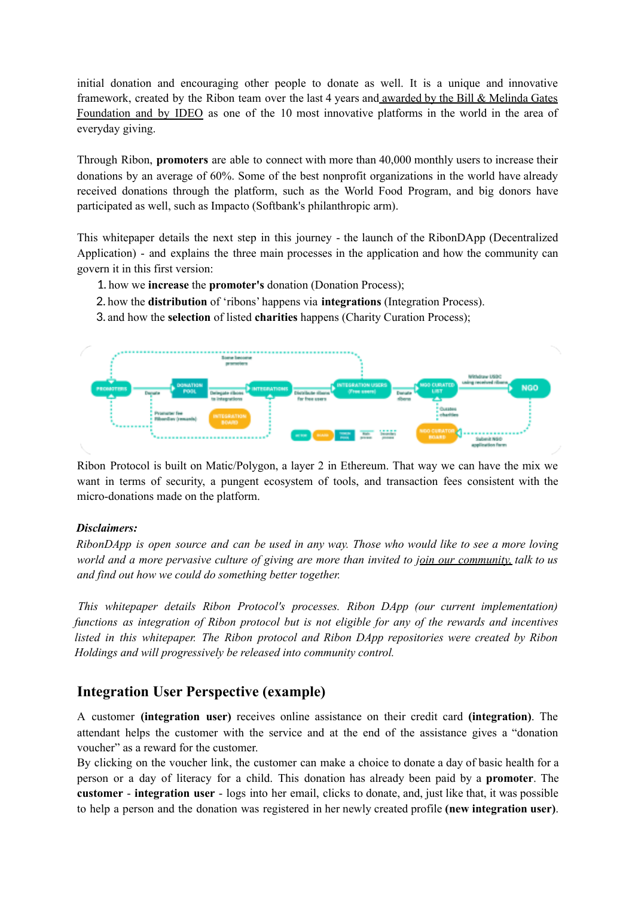initial donation and encouraging other people to donate as well. It is a unique and innovative framework, created by the Ribon team over the last 4 years and awarded by the Bill & Melinda Gates Foundation and by IDEO as one of the 10 most innovative platforms in the world in the area of everyday giving.

Through Ribon, **promoters** are able to connect with more than 40,000 monthly users to increase their donations by an average of 60%. Some of the best nonprofit organizations in the world have already received donations through the platform, such as the World Food Program, and big donors have participated as well, such as Impacto (Softbank's philanthropic arm).

This whitepaper details the next step in this journey - the launch of the RibonDApp (Decentralized Application) - and explains the three main processes in the application and how the community can govern it in this first version:

1. how we **increase** the **promoter's** donation (Donation Process);
2. how the **distribution** of 'ribons' happens via **integrations** (Integration Process).
3. and how the **selection** of listed **charities** happens (Charity Curation Process);

Ribon Protocol is built on Matic/Polygon, a layer 2 in Ethereum. That way we can have the mix we want in terms of security, a pungent ecosystem of tools, and transaction fees consistent with the micro-donations made on the platform.

***Disclaimers:***

*RibonDApp is open source and can be used in any way. Those who would like to see a more loving world and a more pervasive culture of giving are more than invited to join our community, talk to us and find out how we could do something better together.*

*This whitepaper details Ribon Protocol's processes. Ribon DApp (our current implementation) functions as integration of Ribon protocol but is not eligible for any of the rewards and incentives listed in this whitepaper. The Ribon protocol and Ribon DApp repositories were created by Ribon Holdings and will progressively be released into community control.*

## Integration User Perspective (example)

A customer **(integration user)** receives online assistance on their credit card **(integration)**. The attendant helps the customer with the service and at the end of the assistance gives a "donation voucher" as a reward for the customer.
By clicking on the voucher link, the customer can make a choice to donate a day of basic health for a person or a day of literacy for a child. This donation has already been paid by a **promoter**. The **customer** - **integration user** - logs into her email, clicks to donate, and, just like that, it was possible to help a person and the donation was registered in her newly created profile **(new integration user)**.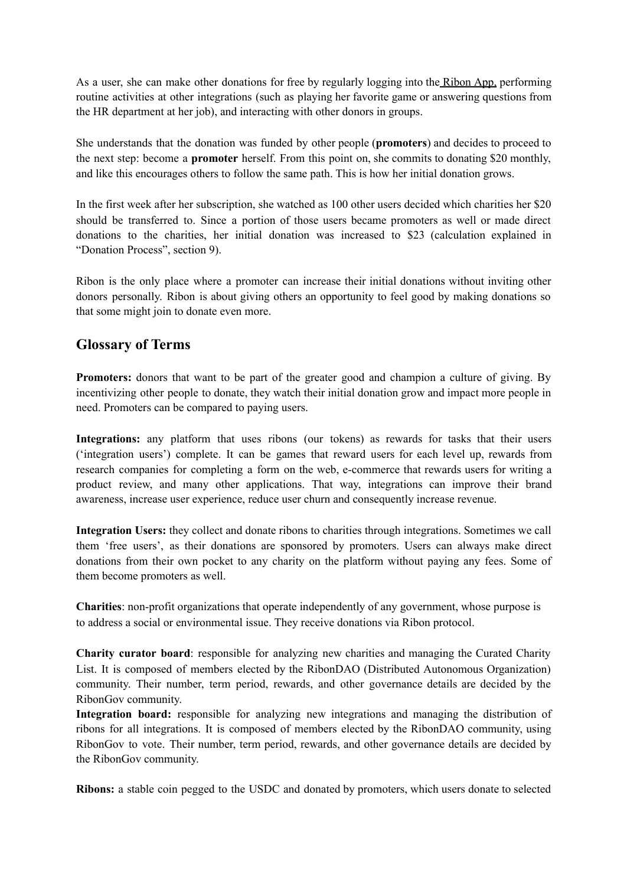As a user, she can make other donations for free by regularly logging into the Ribon App, performing routine activities at other integrations (such as playing her favorite game or answering questions from the HR department at her job), and interacting with other donors in groups.

She understands that the donation was funded by other people (**promoters**) and decides to proceed to the next step: become a **promoter** herself. From this point on, she commits to donating $20 monthly, and like this encourages others to follow the same path. This is how her initial donation grows.

In the first week after her subscription, she watched as 100 other users decided which charities her $20 should be transferred to. Since a portion of those users became promoters as well or made direct donations to the charities, her initial donation was increased to $23 (calculation explained in "Donation Process", section 9).

Ribon is the only place where a promoter can increase their initial donations without inviting other donors personally. Ribon is about giving others an opportunity to feel good by making donations so that some might join to donate even more.

## Glossary of Terms

**Promoters:** donors that want to be part of the greater good and champion a culture of giving. By incentivizing other people to donate, they watch their initial donation grow and impact more people in need. Promoters can be compared to paying users.

**Integrations:** any platform that uses ribons (our tokens) as rewards for tasks that their users ('integration users') complete. It can be games that reward users for each level up, rewards from research companies for completing a form on the web, e-commerce that rewards users for writing a product review, and many other applications. That way, integrations can improve their brand awareness, increase user experience, reduce user churn and consequently increase revenue.

**Integration Users:** they collect and donate ribons to charities through integrations. Sometimes we call them 'free users', as their donations are sponsored by promoters. Users can always make direct donations from their own pocket to any charity on the platform without paying any fees. Some of them become promoters as well.

**Charities**: non-profit organizations that operate independently of any government, whose purpose is to address a social or environmental issue. They receive donations via Ribon protocol.

**Charity curator board**: responsible for analyzing new charities and managing the Curated Charity List. It is composed of members elected by the RibonDAO (Distributed Autonomous Organization) community. Their number, term period, rewards, and other governance details are decided by the RibonGov community.

**Integration board:** responsible for analyzing new integrations and managing the distribution of ribons for all integrations. It is composed of members elected by the RibonDAO community, using RibonGov to vote. Their number, term period, rewards, and other governance details are decided by the RibonGov community.

**Ribons:** a stable coin pegged to the USDC and donated by promoters, which users donate to selected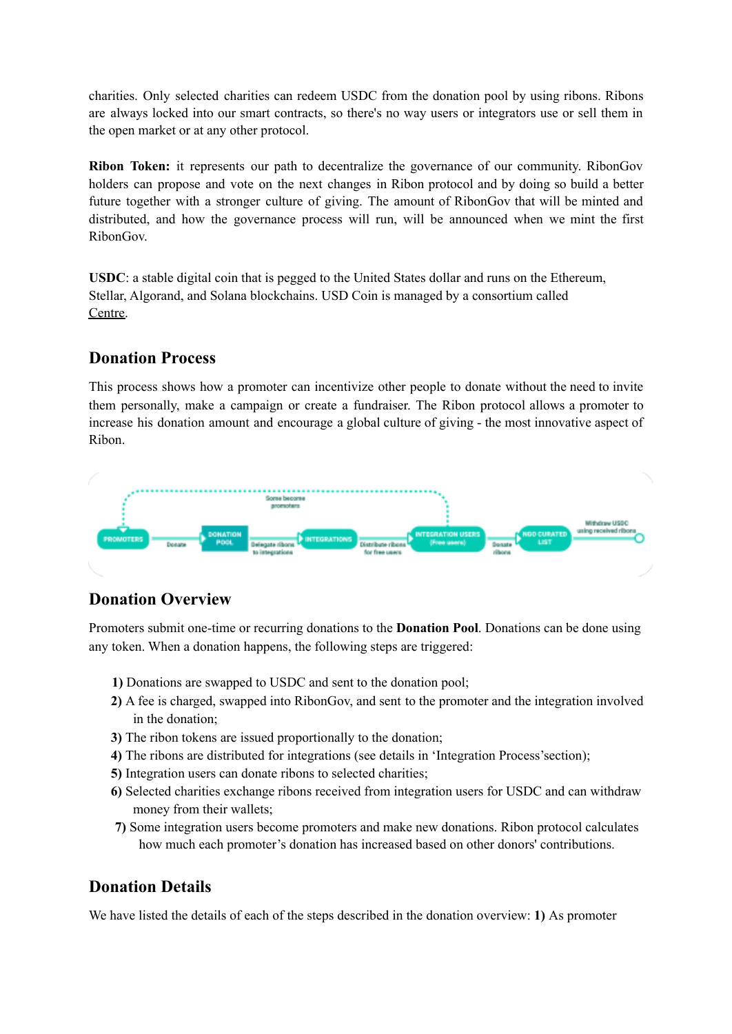charities. Only selected charities can redeem USDC from the donation pool by using ribons. Ribons are always locked into our smart contracts, so there's no way users or integrators use or sell them in the open market or at any other protocol.

**Ribon Token:** it represents our path to decentralize the governance of our community. RibonGov holders can propose and vote on the next changes in Ribon protocol and by doing so build a better future together with a stronger culture of giving. The amount of RibonGov that will be minted and distributed, and how the governance process will run, will be announced when we mint the first RibonGov.

**USDC**: a stable digital coin that is pegged to the United States dollar and runs on the Ethereum, Stellar, Algorand, and Solana blockchains. USD Coin is managed by a consortium called Centre.

## Donation Process

This process shows how a promoter can incentivize other people to donate without the need to invite them personally, make a campaign or create a fundraiser. The Ribon protocol allows a promoter to increase his donation amount and encourage a global culture of giving - the most innovative aspect of Ribon.

PROMOTERS → Donate → DONATION POOL → Delegate ribons to integrations → INTEGRATIONS → Distribute ribons for free users → INTEGRATION USERS (Free users) → Donate ribons → NGO CURATED LIST → Withdraw USDC using received ribons

(Integration users → Some become promoters → Promoters)

## Donation Overview

Promoters submit one-time or recurring donations to the **Donation Pool**. Donations can be done using any token. When a donation happens, the following steps are triggered:

**1)** Donations are swapped to USDC and sent to the donation pool;
**2)** A fee is charged, swapped into RibonGov, and sent to the promoter and the integration involved in the donation;
**3)** The ribon tokens are issued proportionally to the donation;
**4)** The ribons are distributed for integrations (see details in 'Integration Process'section);
**5)** Integration users can donate ribons to selected charities;
**6)** Selected charities exchange ribons received from integration users for USDC and can withdraw money from their wallets;
**7)** Some integration users become promoters and make new donations. Ribon protocol calculates how much each promoter's donation has increased based on other donors' contributions.

## Donation Details

We have listed the details of each of the steps described in the donation overview: **1)** As promoter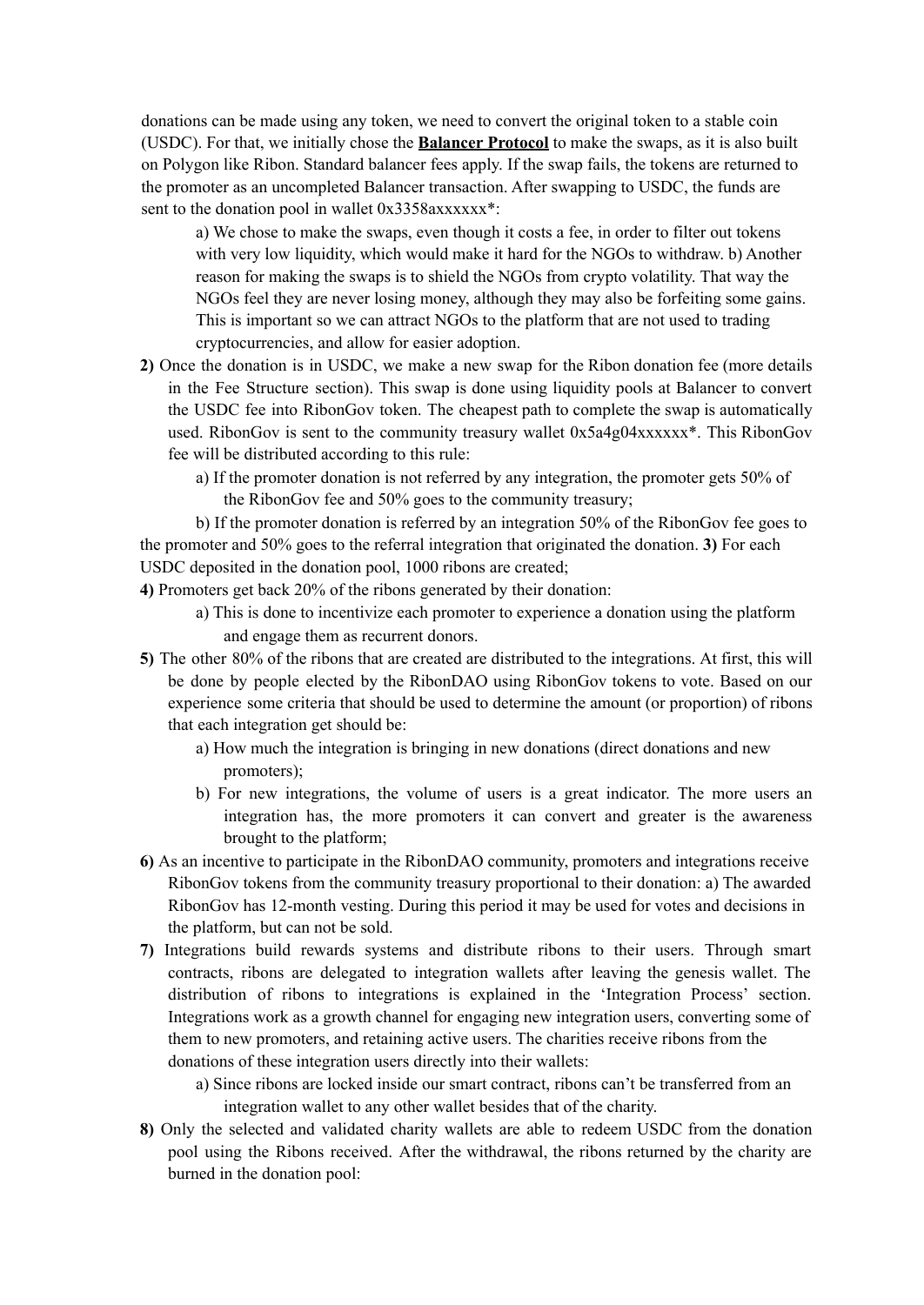donations can be made using any token, we need to convert the original token to a stable coin (USDC). For that, we initially chose the **Balancer Protocol** to make the swaps, as it is also built on Polygon like Ribon. Standard balancer fees apply. If the swap fails, the tokens are returned to the promoter as an uncompleted Balancer transaction. After swapping to USDC, the funds are sent to the donation pool in wallet 0x3358axxxxxxx*:

   a) We chose to make the swaps, even though it costs a fee, in order to filter out tokens with very low liquidity, which would make it hard for the NGOs to withdraw. b) Another reason for making the swaps is to shield the NGOs from crypto volatility. That way the NGOs feel they are never losing money, although they may also be forfeiting some gains. This is important so we can attract NGOs to the platform that are not used to trading cryptocurrencies, and allow for easier adoption.

**2)** Once the donation is in USDC, we make a new swap for the Ribon donation fee (more details in the Fee Structure section). This swap is done using liquidity pools at Balancer to convert the USDC fee into RibonGov token. The cheapest path to complete the swap is automatically used. RibonGov is sent to the community treasury wallet 0x5a4g04xxxxxx*. This RibonGov fee will be distributed according to this rule:

   a) If the promoter donation is not referred by any integration, the promoter gets 50% of the RibonGov fee and 50% goes to the community treasury;

   b) If the promoter donation is referred by an integration 50% of the RibonGov fee goes to the promoter and 50% goes to the referral integration that originated the donation.

**3)** For each USDC deposited in the donation pool, 1000 ribons are created;

**4)** Promoters get back 20% of the ribons generated by their donation:

   a) This is done to incentivize each promoter to experience a donation using the platform and engage them as recurrent donors.

**5)** The other 80% of the ribons that are created are distributed to the integrations. At first, this will be done by people elected by the RibonDAO using RibonGov tokens to vote. Based on our experience some criteria that should be used to determine the amount (or proportion) of ribons that each integration get should be:

   a) How much the integration is bringing in new donations (direct donations and new promoters);

   b) For new integrations, the volume of users is a great indicator. The more users an integration has, the more promoters it can convert and greater is the awareness brought to the platform;

**6)** As an incentive to participate in the RibonDAO community, promoters and integrations receive RibonGov tokens from the community treasury proportional to their donation: a) The awarded RibonGov has 12-month vesting. During this period it may be used for votes and decisions in the platform, but can not be sold.

**7)** Integrations build rewards systems and distribute ribons to their users. Through smart contracts, ribons are delegated to integration wallets after leaving the genesis wallet. The distribution of ribons to integrations is explained in the 'Integration Process' section. Integrations work as a growth channel for engaging new integration users, converting some of them to new promoters, and retaining active users. The charities receive ribons from the donations of these integration users directly into their wallets:

   a) Since ribons are locked inside our smart contract, ribons can't be transferred from an integration wallet to any other wallet besides that of the charity.

**8)** Only the selected and validated charity wallets are able to redeem USDC from the donation pool using the Ribons received. After the withdrawal, the ribons returned by the charity are burned in the donation pool: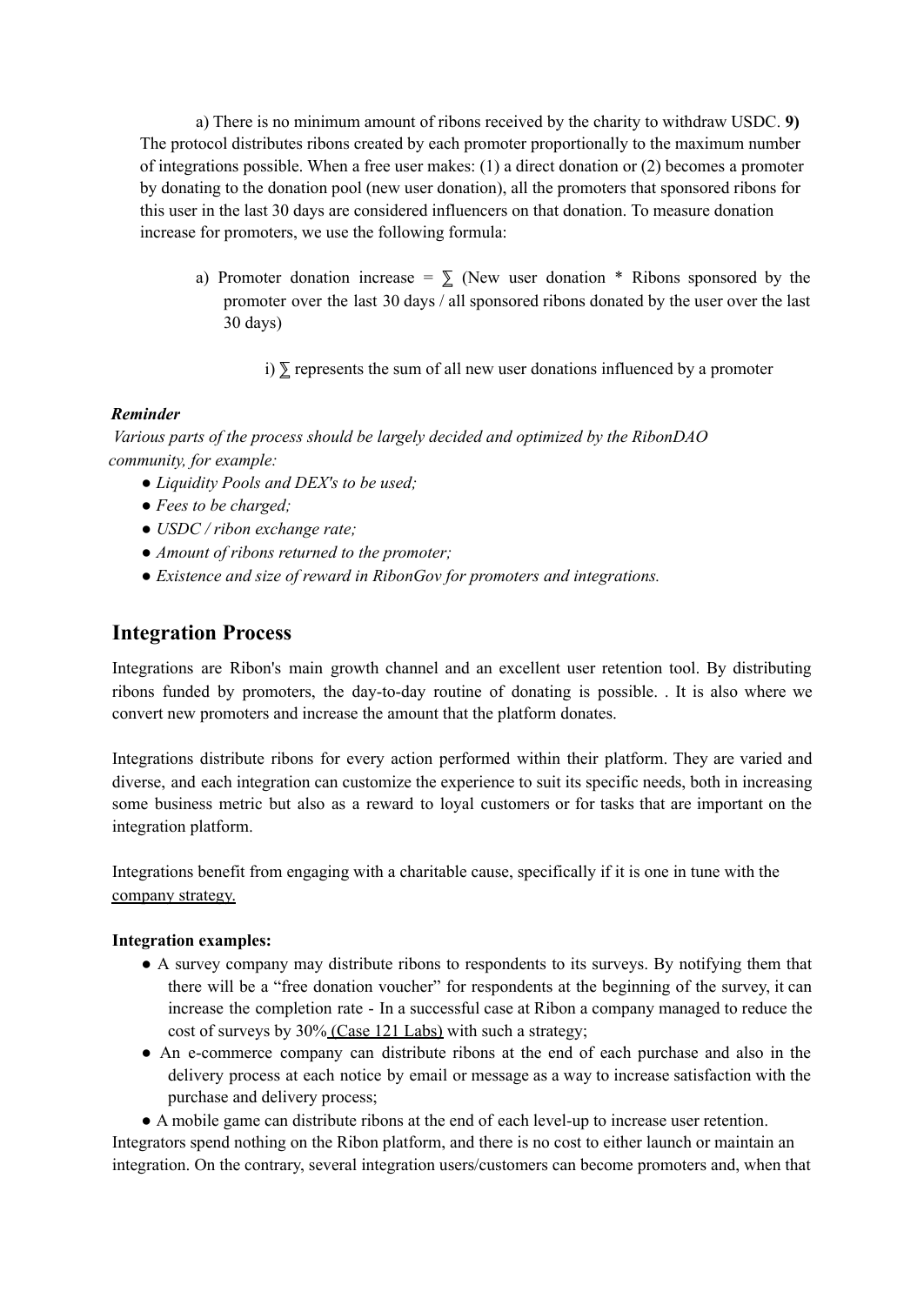a) There is no minimum amount of ribons received by the charity to withdraw USDC. **9)** The protocol distributes ribons created by each promoter proportionally to the maximum number of integrations possible. When a free user makes: (1) a direct donation or (2) becomes a promoter by donating to the donation pool (new user donation), all the promoters that sponsored ribons for this user in the last 30 days are considered influencers on that donation. To measure donation increase for promoters, we use the following formula:

a) Promoter donation increase = ∑ (New user donation * Ribons sponsored by the promoter over the last 30 days / all sponsored ribons donated by the user over the last 30 days)

i) ∑ represents the sum of all new user donations influenced by a promoter

***Reminder***

*Various parts of the process should be largely decided and optimized by the RibonDAO community, for example:*

- *Liquidity Pools and DEX's to be used;*
- *Fees to be charged;*
- *USDC / ribon exchange rate;*
- *Amount of ribons returned to the promoter;*
- *Existence and size of reward in RibonGov for promoters and integrations.*

## Integration Process

Integrations are Ribon's main growth channel and an excellent user retention tool. By distributing ribons funded by promoters, the day-to-day routine of donating is possible. . It is also where we convert new promoters and increase the amount that the platform donates.

Integrations distribute ribons for every action performed within their platform. They are varied and diverse, and each integration can customize the experience to suit its specific needs, both in increasing some business metric but also as a reward to loyal customers or for tasks that are important on the integration platform.

Integrations benefit from engaging with a charitable cause, specifically if it is one in tune with the company strategy.

**Integration examples:**

- A survey company may distribute ribons to respondents to its surveys. By notifying them that there will be a "free donation voucher" for respondents at the beginning of the survey, it can increase the completion rate - In a successful case at Ribon a company managed to reduce the cost of surveys by 30% (Case 121 Labs) with such a strategy;
- An e-commerce company can distribute ribons at the end of each purchase and also in the delivery process at each notice by email or message as a way to increase satisfaction with the purchase and delivery process;
- A mobile game can distribute ribons at the end of each level-up to increase user retention.

Integrators spend nothing on the Ribon platform, and there is no cost to either launch or maintain an integration. On the contrary, several integration users/customers can become promoters and, when that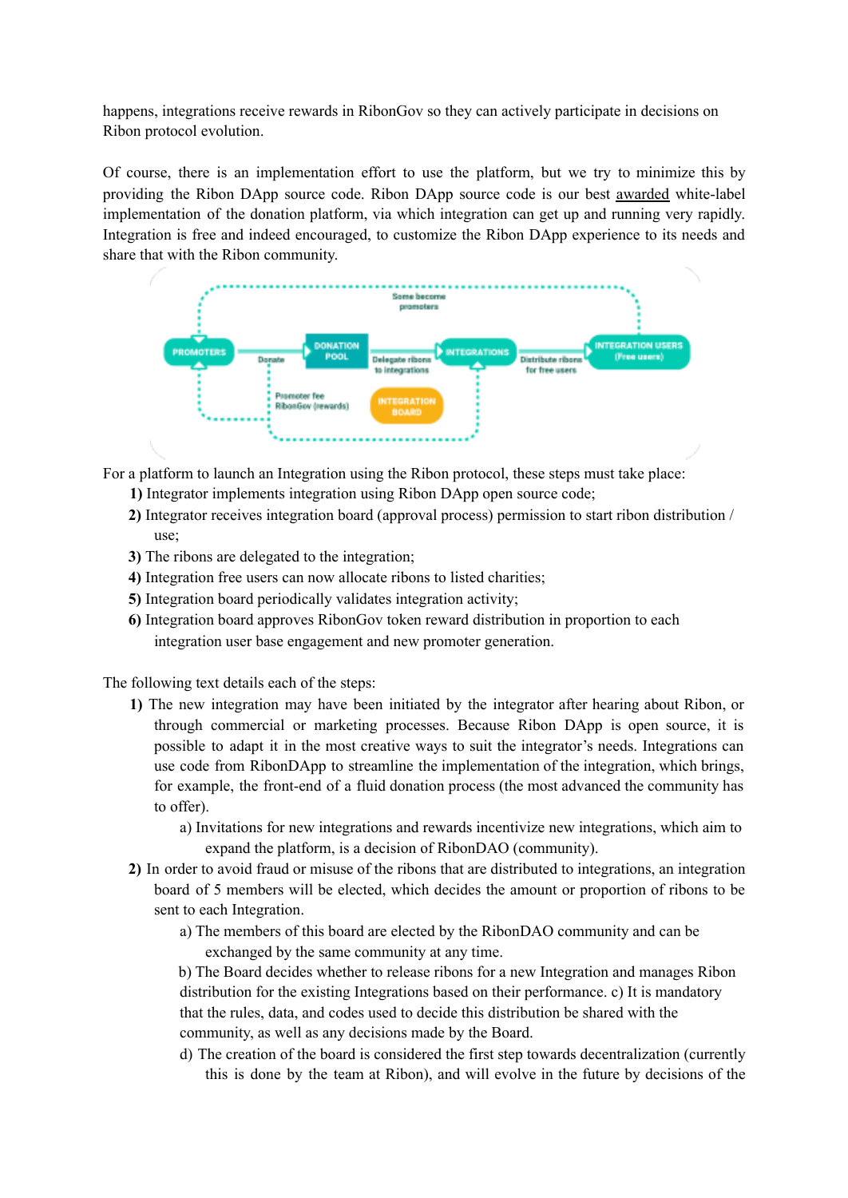happens, integrations receive rewards in RibonGov so they can actively participate in decisions on Ribon protocol evolution.

Of course, there is an implementation effort to use the platform, but we try to minimize this by providing the Ribon DApp source code. Ribon DApp source code is our best awarded white-label implementation of the donation platform, via which integration can get up and running very rapidly. Integration is free and indeed encouraged, to customize the Ribon DApp experience to its needs and share that with the Ribon community.

For a platform to launch an Integration using the Ribon protocol, these steps must take place:

**1)** Integrator implements integration using Ribon DApp open source code;

**2)** Integrator receives integration board (approval process) permission to start ribon distribution / use;

**3)** The ribons are delegated to the integration;

**4)** Integration free users can now allocate ribons to listed charities;

**5)** Integration board periodically validates integration activity;

**6)** Integration board approves RibonGov token reward distribution in proportion to each integration user base engagement and new promoter generation.

The following text details each of the steps:

**1)** The new integration may have been initiated by the integrator after hearing about Ribon, or through commercial or marketing processes. Because Ribon DApp is open source, it is possible to adapt it in the most creative ways to suit the integrator's needs. Integrations can use code from RibonDApp to streamline the implementation of the integration, which brings, for example, the front-end of a fluid donation process (the most advanced the community has to offer).

   a) Invitations for new integrations and rewards incentivize new integrations, which aim to expand the platform, is a decision of RibonDAO (community).

**2)** In order to avoid fraud or misuse of the ribons that are distributed to integrations, an integration board of 5 members will be elected, which decides the amount or proportion of ribons to be sent to each Integration.

   a) The members of this board are elected by the RibonDAO community and can be exchanged by the same community at any time.

   b) The Board decides whether to release ribons for a new Integration and manages Ribon distribution for the existing Integrations based on their performance. c) It is mandatory that the rules, data, and codes used to decide this distribution be shared with the community, as well as any decisions made by the Board.

   d) The creation of the board is considered the first step towards decentralization (currently this is done by the team at Ribon), and will evolve in the future by decisions of the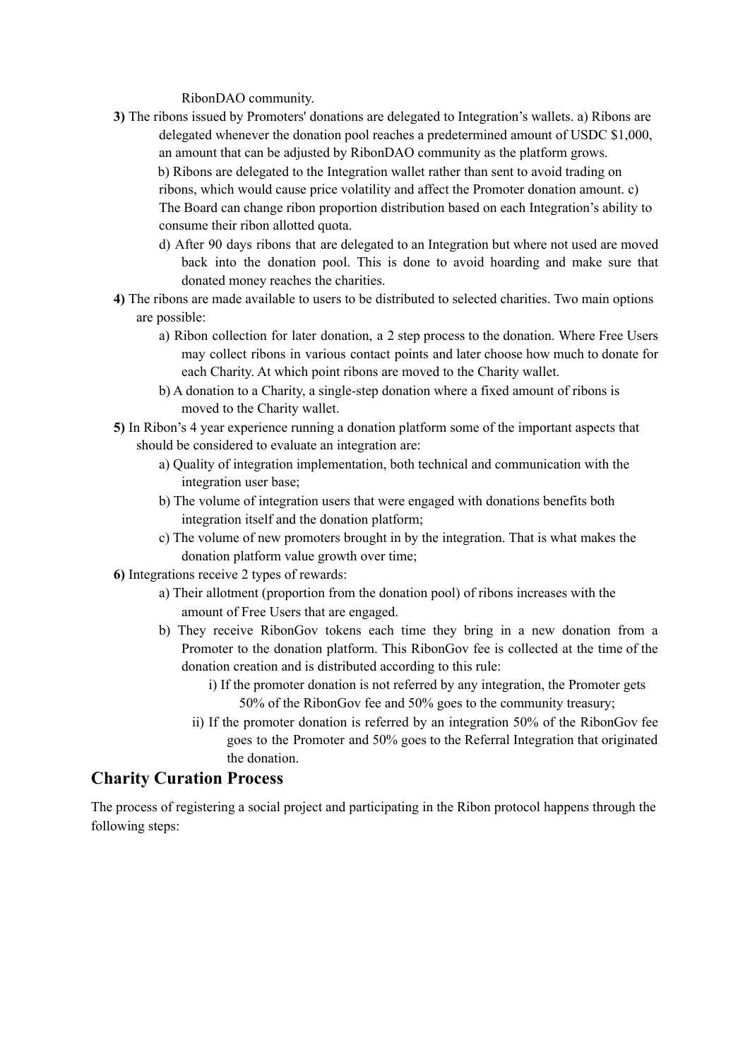RibonDAO community.

**3)** The ribons issued by Promoters' donations are delegated to Integration's wallets. a) Ribons are delegated whenever the donation pool reaches a predetermined amount of USDC $1,000, an amount that can be adjusted by RibonDAO community as the platform grows.

b) Ribons are delegated to the Integration wallet rather than sent to avoid trading on ribons, which would cause price volatility and affect the Promoter donation amount. c) The Board can change ribon proportion distribution based on each Integration's ability to consume their ribon allotted quota.

d) After 90 days ribons that are delegated to an Integration but where not used are moved back into the donation pool. This is done to avoid hoarding and make sure that donated money reaches the charities.

**4)** The ribons are made available to users to be distributed to selected charities. Two main options are possible:

- a) Ribon collection for later donation, a 2 step process to the donation. Where Free Users may collect ribons in various contact points and later choose how much to donate for each Charity. At which point ribons are moved to the Charity wallet.
- b) A donation to a Charity, a single-step donation where a fixed amount of ribons is moved to the Charity wallet.

**5)** In Ribon's 4 year experience running a donation platform some of the important aspects that should be considered to evaluate an integration are:

- a) Quality of integration implementation, both technical and communication with the integration user base;
- b) The volume of integration users that were engaged with donations benefits both integration itself and the donation platform;
- c) The volume of new promoters brought in by the integration. That is what makes the donation platform value growth over time;

**6)** Integrations receive 2 types of rewards:

- a) Their allotment (proportion from the donation pool) of ribons increases with the amount of Free Users that are engaged.
- b) They receive RibonGov tokens each time they bring in a new donation from a Promoter to the donation platform. This RibonGov fee is collected at the time of the donation creation and is distributed according to this rule:
  - i) If the promoter donation is not referred by any integration, the Promoter gets 50% of the RibonGov fee and 50% goes to the community treasury;
  - ii) If the promoter donation is referred by an integration 50% of the RibonGov fee goes to the Promoter and 50% goes to the Referral Integration that originated the donation.

## Charity Curation Process

The process of registering a social project and participating in the Ribon protocol happens through the following steps: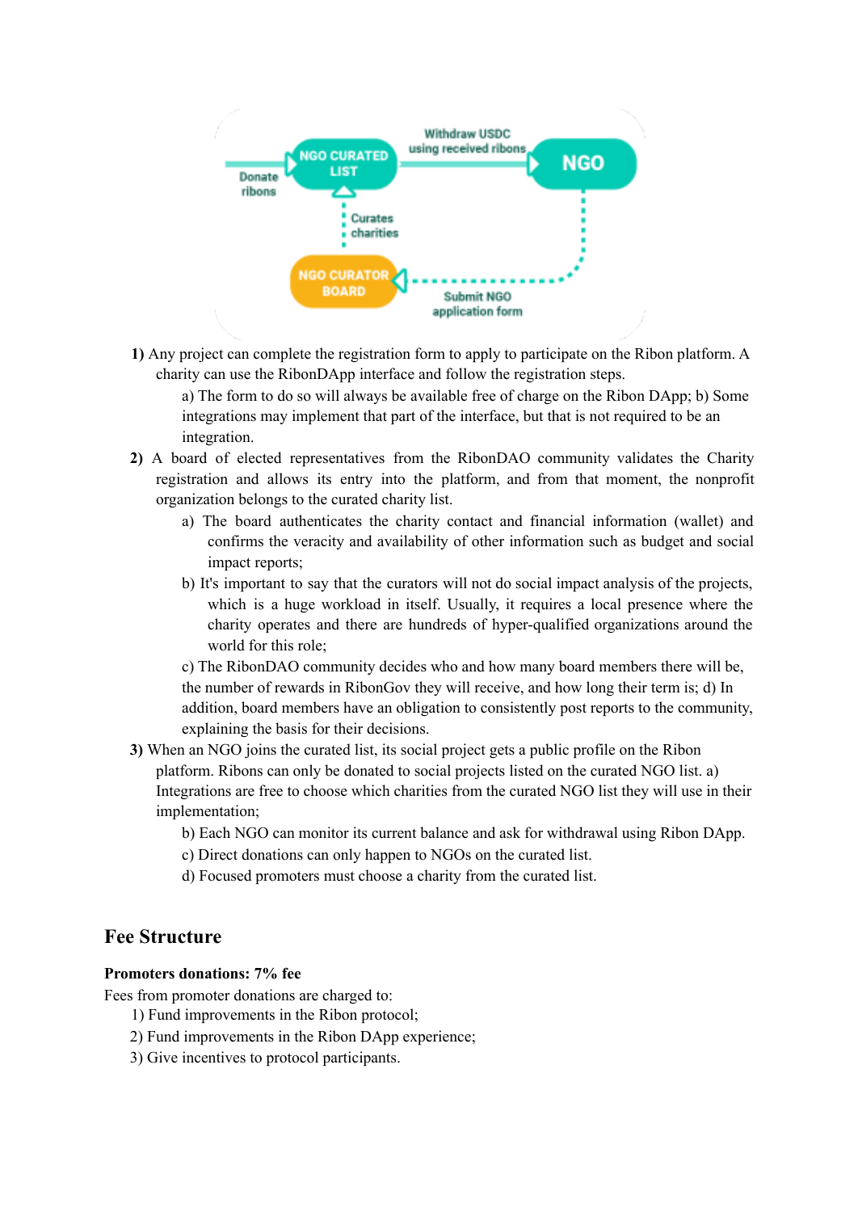1) Any project can complete the registration form to apply to participate on the Ribon platform. A charity can use the RibonDApp interface and follow the registration steps.

   a) The form to do so will always be available free of charge on the Ribon DApp; b) Some integrations may implement that part of the interface, but that is not required to be an integration.

2) A board of elected representatives from the RibonDAO community validates the Charity registration and allows its entry into the platform, and from that moment, the nonprofit organization belongs to the curated charity list.

   a) The board authenticates the charity contact and financial information (wallet) and confirms the veracity and availability of other information such as budget and social impact reports;

   b) It's important to say that the curators will not do social impact analysis of the projects, which is a huge workload in itself. Usually, it requires a local presence where the charity operates and there are hundreds of hyper-qualified organizations around the world for this role;

   c) The RibonDAO community decides who and how many board members there will be, the number of rewards in RibonGov they will receive, and how long their term is; d) In addition, board members have an obligation to consistently post reports to the community, explaining the basis for their decisions.

3) When an NGO joins the curated list, its social project gets a public profile on the Ribon platform. Ribons can only be donated to social projects listed on the curated NGO list. a) Integrations are free to choose which charities from the curated NGO list they will use in their implementation;

   b) Each NGO can monitor its current balance and ask for withdrawal using Ribon DApp.

   c) Direct donations can only happen to NGOs on the curated list.

   d) Focused promoters must choose a charity from the curated list.

## Fee Structure

**Promoters donations: 7% fee**

Fees from promoter donations are charged to:

1) Fund improvements in the Ribon protocol;
2) Fund improvements in the Ribon DApp experience;
3) Give incentives to protocol participants.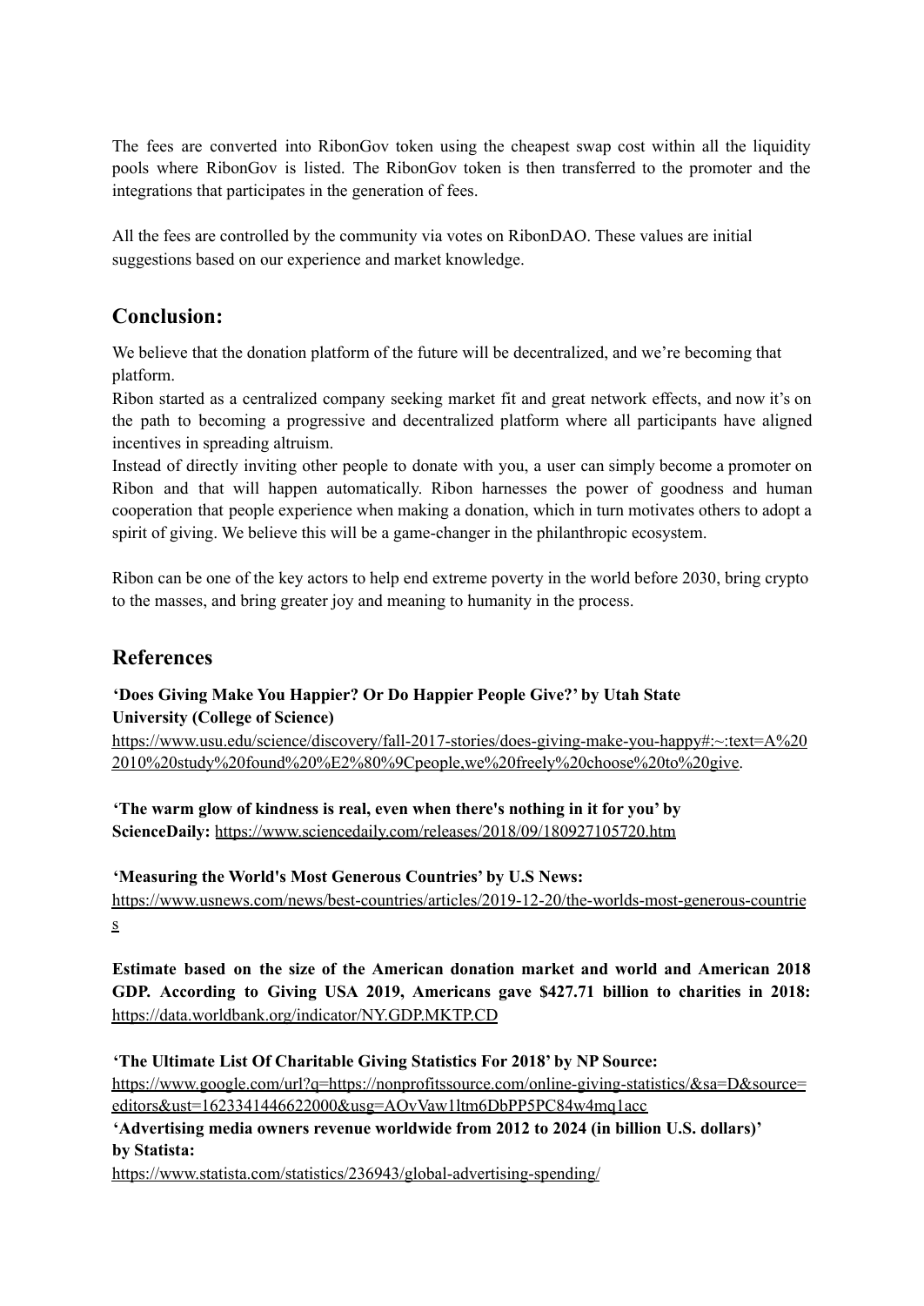The fees are converted into RibonGov token using the cheapest swap cost within all the liquidity pools where RibonGov is listed. The RibonGov token is then transferred to the promoter and the integrations that participates in the generation of fees.

All the fees are controlled by the community via votes on RibonDAO. These values are initial suggestions based on our experience and market knowledge.

## Conclusion:

We believe that the donation platform of the future will be decentralized, and we're becoming that platform.
Ribon started as a centralized company seeking market fit and great network effects, and now it's on the path to becoming a progressive and decentralized platform where all participants have aligned incentives in spreading altruism.
Instead of directly inviting other people to donate with you, a user can simply become a promoter on Ribon and that will happen automatically. Ribon harnesses the power of goodness and human cooperation that people experience when making a donation, which in turn motivates others to adopt a spirit of giving. We believe this will be a game-changer in the philanthropic ecosystem.

Ribon can be one of the key actors to help end extreme poverty in the world before 2030, bring crypto to the masses, and bring greater joy and meaning to humanity in the process.

## References

**'Does Giving Make You Happier? Or Do Happier People Give?' by Utah State University (College of Science)**
https://www.usu.edu/science/discovery/fall-2017-stories/does-giving-make-you-happy#:~:text=A%202010%20study%20found%20%E2%80%9Cpeople,we%20freely%20choose%20to%20give.

**'The warm glow of kindness is real, even when there's nothing in it for you' by ScienceDaily:** https://www.sciencedaily.com/releases/2018/09/180927105720.htm

**'Measuring the World's Most Generous Countries' by U.S News:**
https://www.usnews.com/news/best-countries/articles/2019-12-20/the-worlds-most-generous-countries

**Estimate based on the size of the American donation market and world and American 2018 GDP. According to Giving USA 2019, Americans gave $427.71 billion to charities in 2018:** https://data.worldbank.org/indicator/NY.GDP.MKTP.CD

**'The Ultimate List Of Charitable Giving Statistics For 2018' by NP Source:**
https://www.google.com/url?q=https://nonprofitssource.com/online-giving-statistics/&sa=D&source=editors&ust=1623341446622000&usg=AOvVaw1ltm6DbPP5PC84w4mq1acc
**'Advertising media owners revenue worldwide from 2012 to 2024 (in billion U.S. dollars)' by Statista:**
https://www.statista.com/statistics/236943/global-advertising-spending/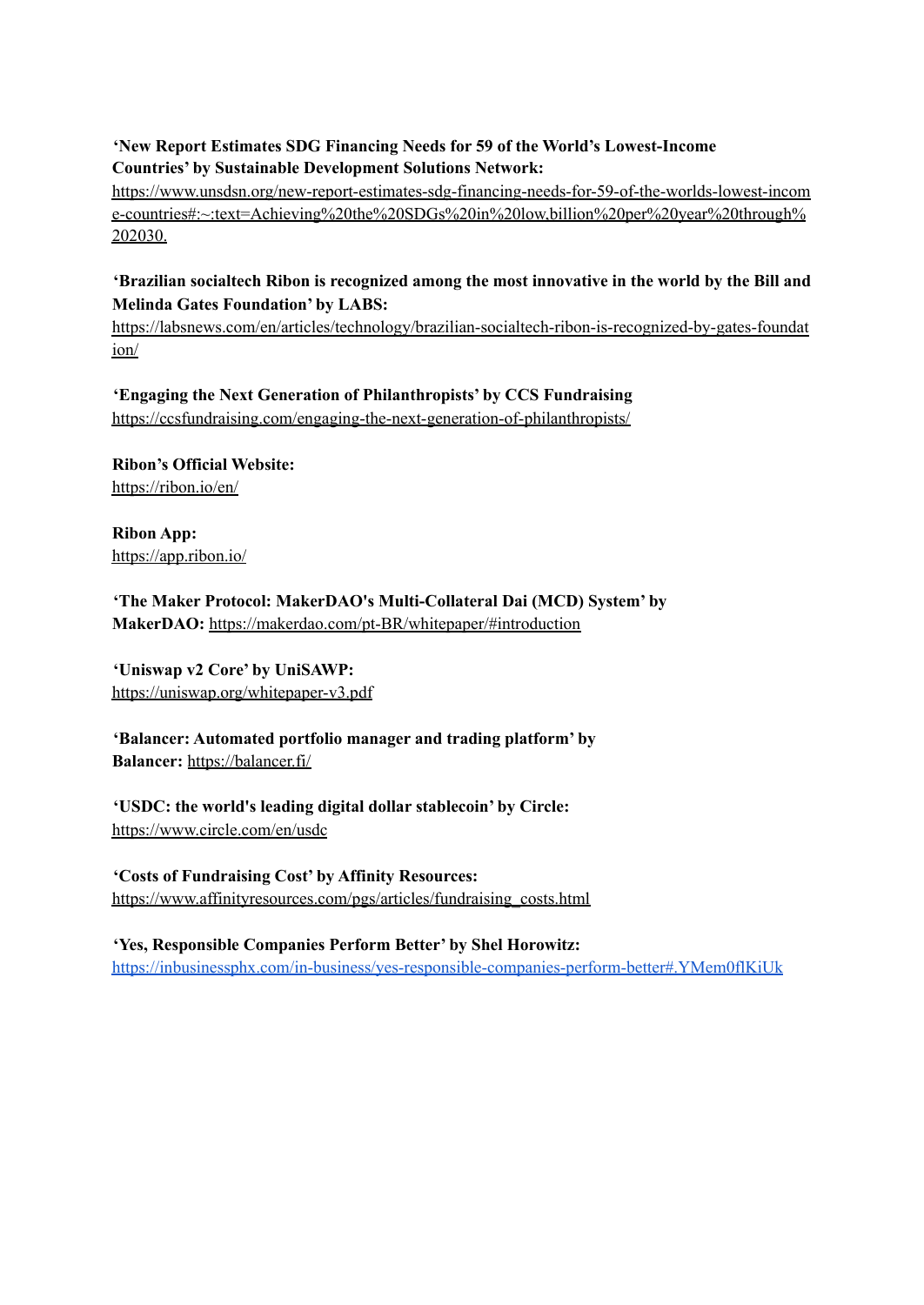**'New Report Estimates SDG Financing Needs for 59 of the World's Lowest-Income Countries' by Sustainable Development Solutions Network:**
https://www.unsdsn.org/new-report-estimates-sdg-financing-needs-for-59-of-the-worlds-lowest-income-countries#:~:text=Achieving%20the%20SDGs%20in%20low,billion%20per%20year%20through%202030.

**'Brazilian socialtech Ribon is recognized among the most innovative in the world by the Bill and Melinda Gates Foundation' by LABS:**
https://labsnews.com/en/articles/technology/brazilian-socialtech-ribon-is-recognized-by-gates-foundation/

**'Engaging the Next Generation of Philanthropists' by CCS Fundraising**
https://ccsfundraising.com/engaging-the-next-generation-of-philanthropists/

**Ribon's Official Website:**
https://ribon.io/en/

**Ribon App:**
https://app.ribon.io/

**'The Maker Protocol: MakerDAO's Multi-Collateral Dai (MCD) System' by MakerDAO:** https://makerdao.com/pt-BR/whitepaper/#introduction

**'Uniswap v2 Core' by UniSAWP:**
https://uniswap.org/whitepaper-v3.pdf

**'Balancer: Automated portfolio manager and trading platform' by Balancer:** https://balancer.fi/

**'USDC: the world's leading digital dollar stablecoin' by Circle:**
https://www.circle.com/en/usdc

**'Costs of Fundraising Cost' by Affinity Resources:**
https://www.affinityresources.com/pgs/articles/fundraising_costs.html

**'Yes, Responsible Companies Perform Better' by Shel Horowitz:**
https://inbusinessphx.com/in-business/yes-responsible-companies-perform-better#.YMem0flKiUk